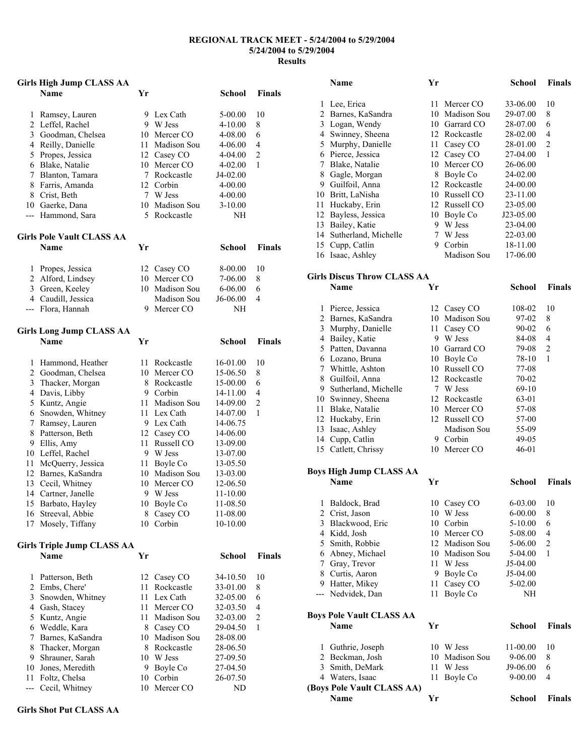# REGIONAL TRACK MEET - 5/24/2004 to 5/29/2004
## 5/24/2004 to 5/29/2004
## Results

### Girls High Jump CLASS AA

| | Name | Yr | School | Finals | |
|---|---|---|---|---|---|
| 1 | Ramsey, Lauren | 9 | Lex Cath | 5-00.00 | 10 |
| 2 | Leffel, Rachel | 9 | W Jess | 4-10.00 | 8 |
| 3 | Goodman, Chelsea | 10 | Mercer CO | 4-08.00 | 6 |
| 4 | Reilly, Danielle | 11 | Madison Sou | 4-06.00 | 4 |
| 5 | Propes, Jessica | 12 | Casey CO | 4-04.00 | 2 |
| 6 | Blake, Natalie | 10 | Mercer CO | 4-02.00 | 1 |
| 7 | Blanton, Tamara | 7 | Rockcastle | J4-02.00 | |
| 8 | Farris, Amanda | 12 | Corbin | 4-00.00 | |
| 8 | Crist, Beth | 7 | W Jess | 4-00.00 | |
| 10 | Gaerke, Dana | 10 | Madison Sou | 3-10.00 | |
| --- | Hammond, Sara | 5 | Rockcastle | NH | |

### Girls Pole Vault CLASS AA

| | Name | Yr | School | Finals | |
|---|---|---|---|---|---|
| 1 | Propes, Jessica | 12 | Casey CO | 8-00.00 | 10 |
| 2 | Alford, Lindsey | 10 | Mercer CO | 7-06.00 | 8 |
| 3 | Green, Keeley | 10 | Madison Sou | 6-06.00 | 6 |
| 4 | Caudill, Jessica | | Madison Sou | J6-06.00 | 4 |
| --- | Flora, Hannah | 9 | Mercer CO | NH | |

### Girls Long Jump CLASS AA

| | Name | Yr | School | Finals | |
|---|---|---|---|---|---|
| 1 | Hammond, Heather | 11 | Rockcastle | 16-01.00 | 10 |
| 2 | Goodman, Chelsea | 10 | Mercer CO | 15-06.50 | 8 |
| 3 | Thacker, Morgan | 8 | Rockcastle | 15-00.00 | 6 |
| 4 | Davis, Libby | 9 | Corbin | 14-11.00 | 4 |
| 5 | Kuntz, Angie | 11 | Madison Sou | 14-09.00 | 2 |
| 6 | Snowden, Whitney | 11 | Lex Cath | 14-07.00 | 1 |
| 7 | Ramsey, Lauren | 9 | Lex Cath | 14-06.75 | |
| 8 | Patterson, Beth | 12 | Casey CO | 14-06.00 | |
| 9 | Ellis, Amy | 11 | Russell CO | 13-09.00 | |
| 10 | Leffel, Rachel | 9 | W Jess | 13-07.00 | |
| 11 | McQuerry, Jessica | 11 | Boyle Co | 13-05.50 | |
| 12 | Barnes, KaSandra | 10 | Madison Sou | 13-03.00 | |
| 13 | Cecil, Whitney | 10 | Mercer CO | 12-06.50 | |
| 14 | Cartner, Janelle | 9 | W Jess | 11-10.00 | |
| 15 | Barbato, Hayley | 10 | Boyle Co | 11-08.50 | |
| 16 | Streeval, Abbie | 8 | Casey CO | 11-08.00 | |
| 17 | Mosely, Tiffany | 10 | Corbin | 10-10.00 | |

### Girls Triple Jump CLASS AA

| | Name | Yr | School | Finals | |
|---|---|---|---|---|---|
| 1 | Patterson, Beth | 12 | Casey CO | 34-10.50 | 10 |
| 2 | Embs, Chere' | 11 | Rockcastle | 33-01.00 | 8 |
| 3 | Snowden, Whitney | 11 | Lex Cath | 32-05.00 | 6 |
| 4 | Gash, Stacey | 11 | Mercer CO | 32-03.50 | 4 |
| 5 | Kuntz, Angie | 11 | Madison Sou | 32-03.00 | 2 |
| 6 | Weddle, Kara | 8 | Casey CO | 29-04.50 | 1 |
| 7 | Barnes, KaSandra | 10 | Madison Sou | 28-08.00 | |
| 8 | Thacker, Morgan | 8 | Rockcastle | 28-06.50 | |
| 9 | Shrauner, Sarah | 10 | W Jess | 27-09.50 | |
| 10 | Jones, Meredith | 9 | Boyle Co | 27-04.50 | |
| 11 | Foltz, Chelsa | 10 | Corbin | 26-07.50 | |
| --- | Cecil, Whitney | 10 | Mercer CO | ND | |

### Girls Shot Put CLASS AA

| | Name | Yr | School | Finals | |
|---|---|---|---|---|---|
| 1 | Lee, Erica | 11 | Mercer CO | 33-06.00 | 10 |
| 2 | Barnes, KaSandra | 10 | Madison Sou | 29-07.00 | 8 |
| 3 | Logan, Wendy | 10 | Garrard CO | 28-07.00 | 6 |
| 4 | Swinney, Sheena | 12 | Rockcastle | 28-02.00 | 4 |
| 5 | Murphy, Danielle | 11 | Casey CO | 28-01.00 | 2 |
| 6 | Pierce, Jessica | 12 | Casey CO | 27-04.00 | 1 |
| 7 | Blake, Natalie | 10 | Mercer CO | 26-06.00 | |
| 8 | Gagle, Morgan | 8 | Boyle Co | 24-02.00 | |
| 9 | Guilfoil, Anna | 12 | Rockcastle | 24-00.00 | |
| 10 | Britt, LaNisha | 10 | Russell CO | 23-11.00 | |
| 11 | Huckaby, Erin | 12 | Russell CO | 23-05.00 | |
| 12 | Bayless, Jessica | 10 | Boyle Co | J23-05.00 | |
| 13 | Bailey, Katie | 9 | W Jess | 23-04.00 | |
| 14 | Sutherland, Michelle | 7 | W Jess | 22-03.00 | |
| 15 | Cupp, Catlin | 9 | Corbin | 18-11.00 | |
| 16 | Isaac, Ashley | | Madison Sou | 17-06.00 | |

### Girls Discus Throw CLASS AA

| | Name | Yr | School | Finals | |
|---|---|---|---|---|---|
| 1 | Pierce, Jessica | 12 | Casey CO | 108-02 | 10 |
| 2 | Barnes, KaSandra | 10 | Madison Sou | 97-02 | 8 |
| 3 | Murphy, Danielle | 11 | Casey CO | 90-02 | 6 |
| 4 | Bailey, Katie | 9 | W Jess | 84-08 | 4 |
| 5 | Patten, Davanna | 10 | Garrard CO | 79-08 | 2 |
| 6 | Lozano, Bruna | 10 | Boyle Co | 78-10 | 1 |
| 7 | Whittle, Ashton | 10 | Russell CO | 77-08 | |
| 8 | Guilfoil, Anna | 12 | Rockcastle | 70-02 | |
| 9 | Sutherland, Michelle | 7 | W Jess | 69-10 | |
| 10 | Swinney, Sheena | 12 | Rockcastle | 63-01 | |
| 11 | Blake, Natalie | 10 | Mercer CO | 57-08 | |
| 12 | Huckaby, Erin | 12 | Russell CO | 57-00 | |
| 13 | Isaac, Ashley | | Madison Sou | 55-09 | |
| 14 | Cupp, Catlin | 9 | Corbin | 49-05 | |
| 15 | Catlett, Chrissy | 10 | Mercer CO | 46-01 | |

### Boys High Jump CLASS AA

| | Name | Yr | School | Finals | |
|---|---|---|---|---|---|
| 1 | Baldock, Brad | 10 | Casey CO | 6-03.00 | 10 |
| 2 | Crist, Jason | 10 | W Jess | 6-00.00 | 8 |
| 3 | Blackwood, Eric | 10 | Corbin | 5-10.00 | 6 |
| 4 | Kidd, Josh | 10 | Mercer CO | 5-08.00 | 4 |
| 5 | Smith, Robbie | 12 | Madison Sou | 5-06.00 | 2 |
| 6 | Abney, Michael | 10 | Madison Sou | 5-04.00 | 1 |
| 7 | Gray, Trevor | 11 | W Jess | J5-04.00 | |
| 8 | Curtis, Aaron | 9 | Boyle Co | J5-04.00 | |
| 9 | Hatter, Mikey | 11 | Casey CO | 5-02.00 | |
| --- | Nedvidek, Dan | 11 | Boyle Co | NH | |

### Boys Pole Vault CLASS AA

| | Name | Yr | School | Finals | |
|---|---|---|---|---|---|
| 1 | Guthrie, Joseph | 10 | W Jess | 11-00.00 | 10 |
| 2 | Beckman, Josh | 10 | Madison Sou | 9-06.00 | 8 |
| 3 | Smith, DeMark | 11 | W Jess | J9-06.00 | 6 |
| 4 | Waters, Isaac | 11 | Boyle Co | 9-00.00 | 4 |

### (Boys Pole Vault CLASS AA)

| Name | Yr | School | Finals |
|---|---|---|---|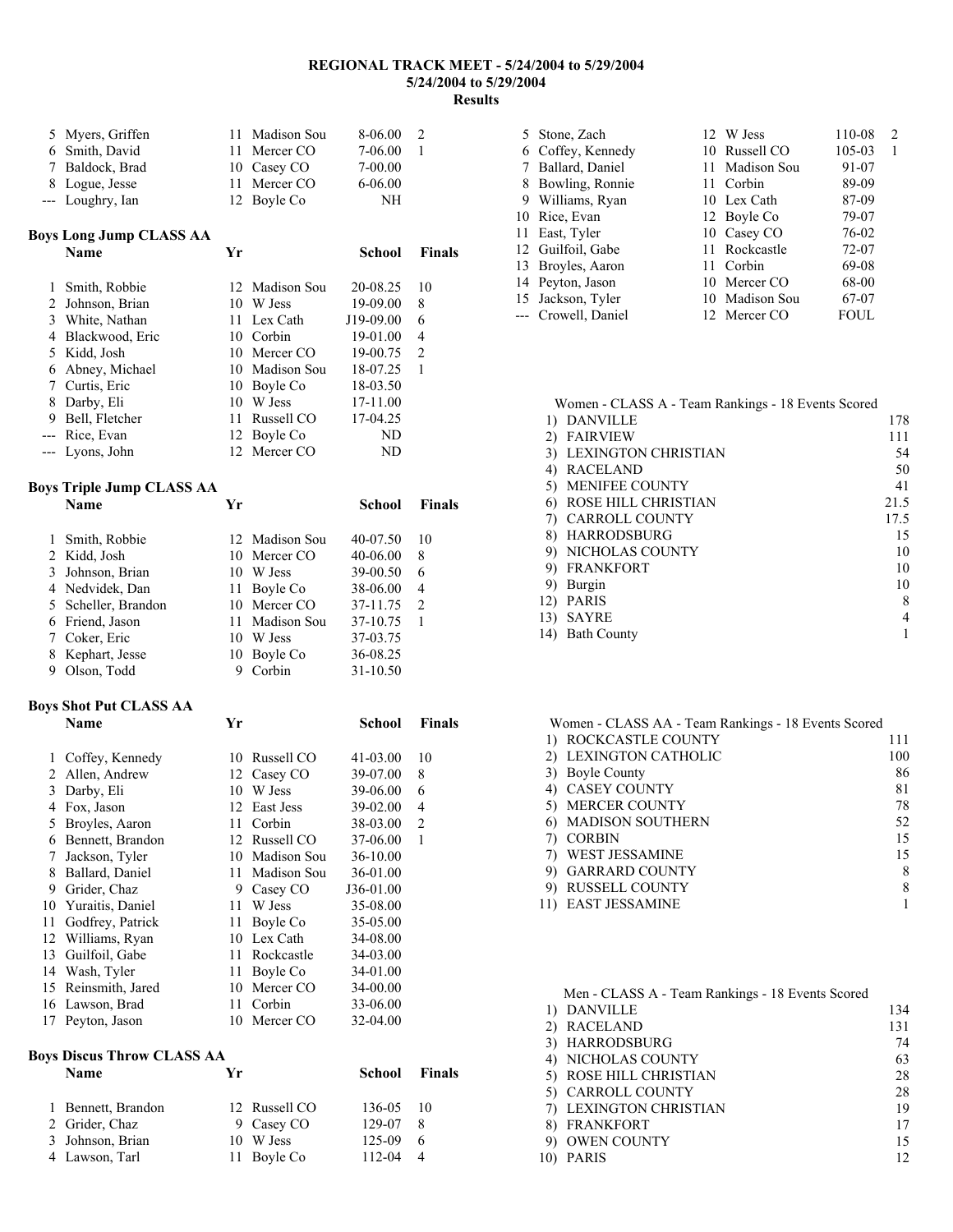## REGIONAL TRACK MEET - 5/24/2004 to 5/29/2004
### 5/24/2004 to 5/29/2004
### Results

| | Name | Yr | School | Finals | Points |
|---|---|---|---|---|---|
| 5 | Myers, Griffen | 11 | Madison Sou | 8-06.00 | 2 |
| 6 | Smith, David | 11 | Mercer CO | 7-06.00 | 1 |
| 7 | Baldock, Brad | 10 | Casey CO | 7-00.00 | |
| 8 | Logue, Jesse | 11 | Mercer CO | 6-06.00 | |
| --- | Loughry, Ian | 12 | Boyle Co | NH | |

**Boys Long Jump CLASS AA**

| | Name | Yr | School | Finals | |
|---|---|---|---|---|---|
| 1 | Smith, Robbie | 12 | Madison Sou | 20-08.25 | 10 |
| 2 | Johnson, Brian | 10 | W Jess | 19-09.00 | 8 |
| 3 | White, Nathan | 11 | Lex Cath | J19-09.00 | 6 |
| 4 | Blackwood, Eric | 10 | Corbin | 19-01.00 | 4 |
| 5 | Kidd, Josh | 10 | Mercer CO | 19-00.75 | 2 |
| 6 | Abney, Michael | 10 | Madison Sou | 18-07.25 | 1 |
| 7 | Curtis, Eric | 10 | Boyle Co | 18-03.50 | |
| 8 | Darby, Eli | 10 | W Jess | 17-11.00 | |
| 9 | Bell, Fletcher | 11 | Russell CO | 17-04.25 | |
| --- | Rice, Evan | 12 | Boyle Co | ND | |
| --- | Lyons, John | 12 | Mercer CO | ND | |

**Boys Triple Jump CLASS AA**

| | Name | Yr | School | Finals | |
|---|---|---|---|---|---|
| 1 | Smith, Robbie | 12 | Madison Sou | 40-07.50 | 10 |
| 2 | Kidd, Josh | 10 | Mercer CO | 40-06.00 | 8 |
| 3 | Johnson, Brian | 10 | W Jess | 39-00.50 | 6 |
| 4 | Nedvidek, Dan | 11 | Boyle Co | 38-06.00 | 4 |
| 5 | Scheller, Brandon | 10 | Mercer CO | 37-11.75 | 2 |
| 6 | Friend, Jason | 11 | Madison Sou | 37-10.75 | 1 |
| 7 | Coker, Eric | 10 | W Jess | 37-03.75 | |
| 8 | Kephart, Jesse | 10 | Boyle Co | 36-08.25 | |
| 9 | Olson, Todd | 9 | Corbin | 31-10.50 | |

**Boys Shot Put CLASS AA**

| | Name | Yr | School | Finals | |
|---|---|---|---|---|---|
| 1 | Coffey, Kennedy | 10 | Russell CO | 41-03.00 | 10 |
| 2 | Allen, Andrew | 12 | Casey CO | 39-07.00 | 8 |
| 3 | Darby, Eli | 10 | W Jess | 39-06.00 | 6 |
| 4 | Fox, Jason | 12 | East Jess | 39-02.00 | 4 |
| 5 | Broyles, Aaron | 11 | Corbin | 38-03.00 | 2 |
| 6 | Bennett, Brandon | 12 | Russell CO | 37-06.00 | 1 |
| 7 | Jackson, Tyler | 10 | Madison Sou | 36-10.00 | |
| 8 | Ballard, Daniel | 11 | Madison Sou | 36-01.00 | |
| 9 | Grider, Chaz | 9 | Casey CO | J36-01.00 | |
| 10 | Yuraitis, Daniel | 11 | W Jess | 35-08.00 | |
| 11 | Godfrey, Patrick | 11 | Boyle Co | 35-05.00 | |
| 12 | Williams, Ryan | 10 | Lex Cath | 34-08.00 | |
| 13 | Guilfoil, Gabe | 11 | Rockcastle | 34-03.00 | |
| 14 | Wash, Tyler | 11 | Boyle Co | 34-01.00 | |
| 15 | Reinsmith, Jared | 10 | Mercer CO | 34-00.00 | |
| 16 | Lawson, Brad | 11 | Corbin | 33-06.00 | |
| 17 | Peyton, Jason | 10 | Mercer CO | 32-04.00 | |

**Boys Discus Throw CLASS AA**

| | Name | Yr | School | Finals | |
|---|---|---|---|---|---|
| 1 | Bennett, Brandon | 12 | Russell CO | 136-05 | 10 |
| 2 | Grider, Chaz | 9 | Casey CO | 129-07 | 8 |
| 3 | Johnson, Brian | 10 | W Jess | 125-09 | 6 |
| 4 | Lawson, Tarl | 11 | Boyle Co | 112-04 | 4 |
| 5 | Stone, Zach | 12 | W Jess | 110-08 | 2 |
| 6 | Coffey, Kennedy | 10 | Russell CO | 105-03 | 1 |
| 7 | Ballard, Daniel | 11 | Madison Sou | 91-07 | |
| 8 | Bowling, Ronnie | 11 | Corbin | 89-09 | |
| 9 | Williams, Ryan | 10 | Lex Cath | 87-09 | |
| 10 | Rice, Evan | 12 | Boyle Co | 79-07 | |
| 11 | East, Tyler | 10 | Casey CO | 76-02 | |
| 12 | Guilfoil, Gabe | 11 | Rockcastle | 72-07 | |
| 13 | Broyles, Aaron | 11 | Corbin | 69-08 | |
| 14 | Peyton, Jason | 10 | Mercer CO | 68-00 | |
| 15 | Jackson, Tyler | 10 | Madison Sou | 67-07 | |
| --- | Crowell, Daniel | 12 | Mercer CO | FOUL | |

**Women - CLASS A - Team Rankings - 18 Events Scored**

| Rank | Team | Points |
|---|---|---|
| 1) | DANVILLE | 178 |
| 2) | FAIRVIEW | 111 |
| 3) | LEXINGTON CHRISTIAN | 54 |
| 4) | RACELAND | 50 |
| 5) | MENIFEE COUNTY | 41 |
| 6) | ROSE HILL CHRISTIAN | 21.5 |
| 7) | CARROLL COUNTY | 17.5 |
| 8) | HARRODSBURG | 15 |
| 9) | NICHOLAS COUNTY | 10 |
| 9) | FRANKFORT | 10 |
| 9) | Burgin | 10 |
| 12) | PARIS | 8 |
| 13) | SAYRE | 4 |
| 14) | Bath County | 1 |

**Women - CLASS AA - Team Rankings - 18 Events Scored**

| Rank | Team | Points |
|---|---|---|
| 1) | ROCKCASTLE COUNTY | 111 |
| 2) | LEXINGTON CATHOLIC | 100 |
| 3) | Boyle County | 86 |
| 4) | CASEY COUNTY | 81 |
| 5) | MERCER COUNTY | 78 |
| 6) | MADISON SOUTHERN | 52 |
| 7) | CORBIN | 15 |
| 7) | WEST JESSAMINE | 15 |
| 9) | GARRARD COUNTY | 8 |
| 9) | RUSSELL COUNTY | 8 |
| 11) | EAST JESSAMINE | 1 |

**Men - CLASS A - Team Rankings - 18 Events Scored**

| Rank | Team | Points |
|---|---|---|
| 1) | DANVILLE | 134 |
| 2) | RACELAND | 131 |
| 3) | HARRODSBURG | 74 |
| 4) | NICHOLAS COUNTY | 63 |
| 5) | ROSE HILL CHRISTIAN | 28 |
| 5) | CARROLL COUNTY | 28 |
| 7) | LEXINGTON CHRISTIAN | 19 |
| 8) | FRANKFORT | 17 |
| 9) | OWEN COUNTY | 15 |
| 10) | PARIS | 12 |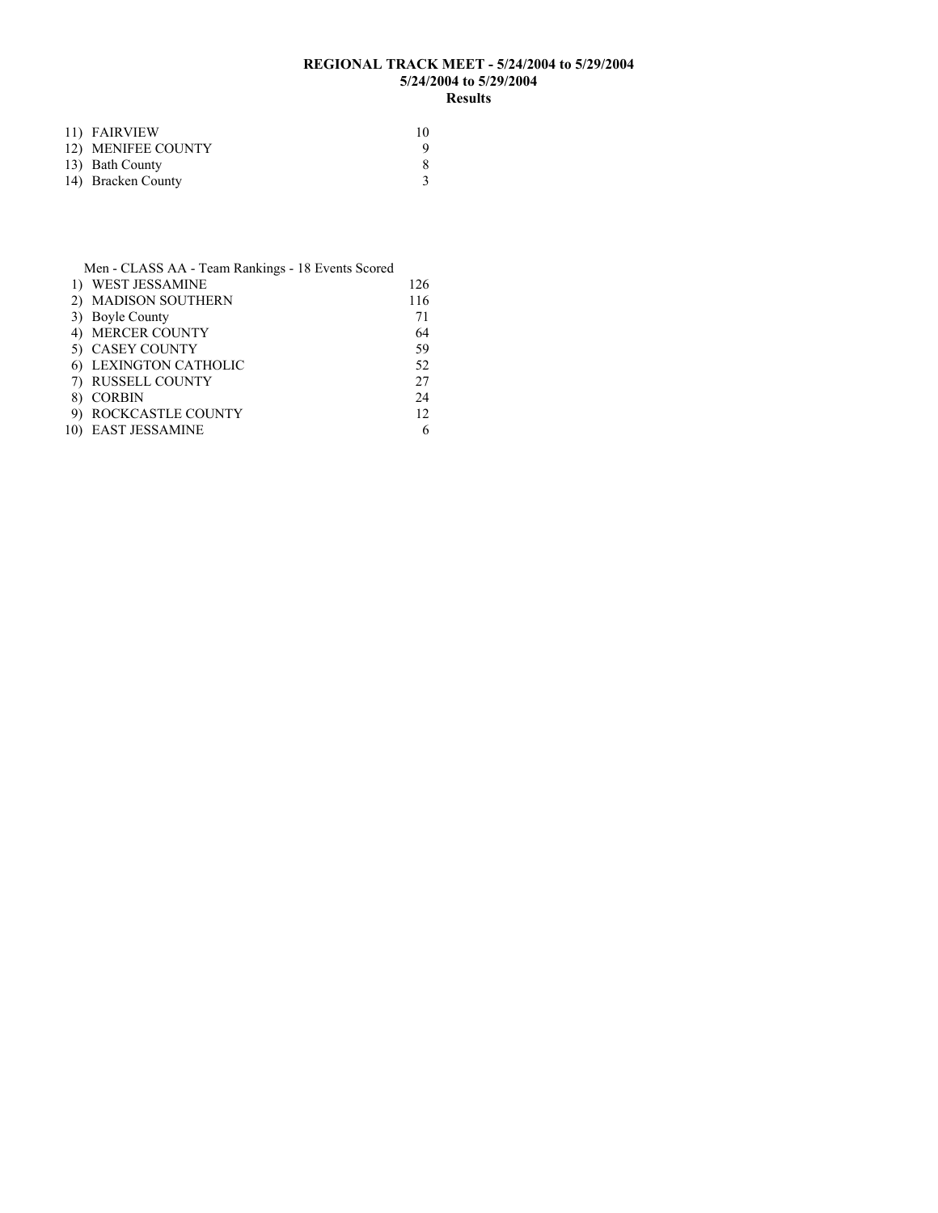**REGIONAL TRACK MEET - 5/24/2004 to 5/29/2004**
**5/24/2004 to 5/29/2004**
**Results**

| | | |
|---|---|---|
| 11) | FAIRVIEW | 10 |
| 12) | MENIFEE COUNTY | 9 |
| 13) | Bath County | 8 |
| 14) | Bracken County | 3 |

Men - CLASS AA - Team Rankings - 18 Events Scored

| | | |
|---|---|---|
| 1) | WEST JESSAMINE | 126 |
| 2) | MADISON SOUTHERN | 116 |
| 3) | Boyle County | 71 |
| 4) | MERCER COUNTY | 64 |
| 5) | CASEY COUNTY | 59 |
| 6) | LEXINGTON CATHOLIC | 52 |
| 7) | RUSSELL COUNTY | 27 |
| 8) | CORBIN | 24 |
| 9) | ROCKCASTLE COUNTY | 12 |
| 10) | EAST JESSAMINE | 6 |